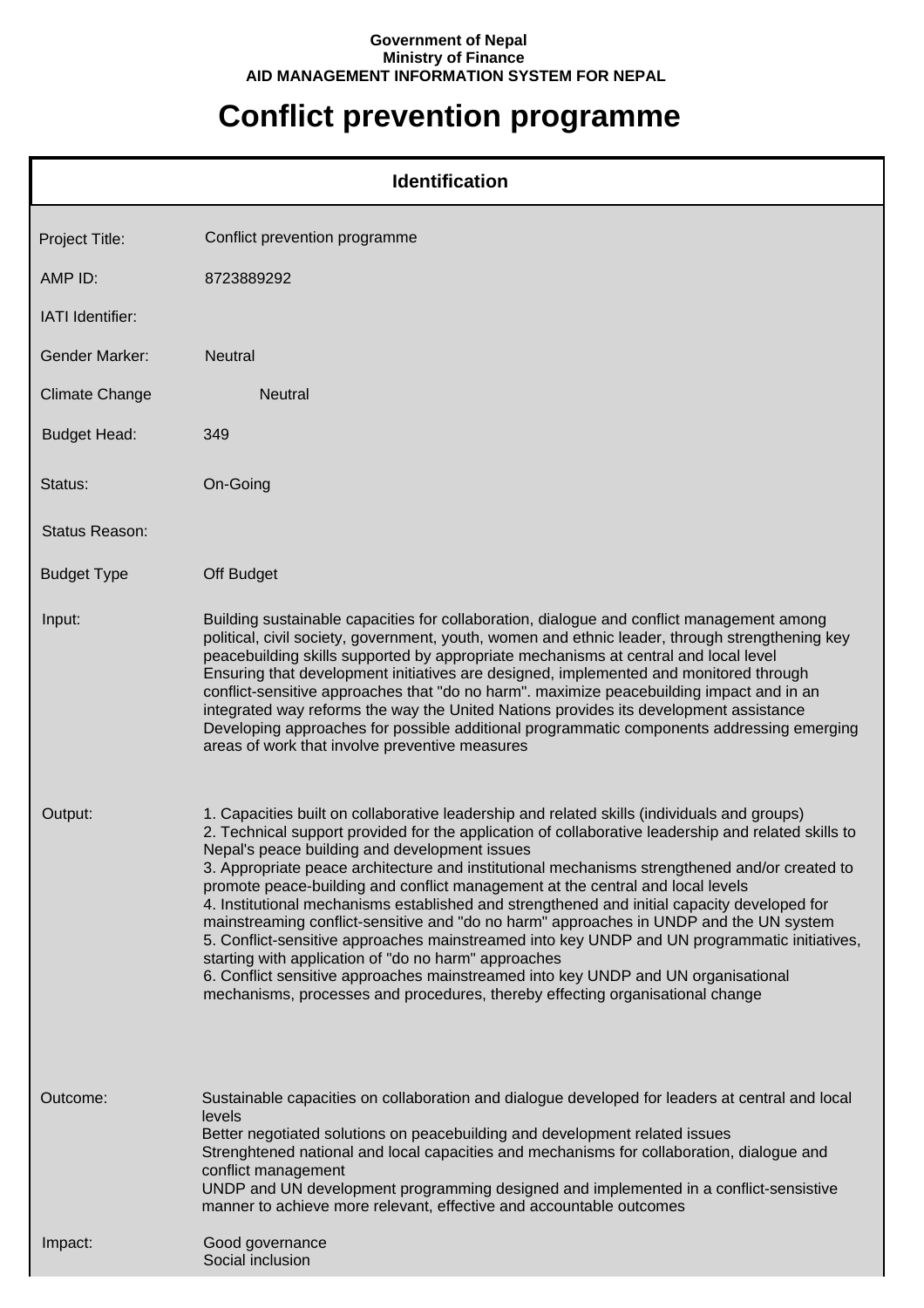**Government of Nepal**
**Ministry of Finance**
**AID MANAGEMENT INFORMATION SYSTEM FOR NEPAL**

# Conflict prevention programme

## Identification

| | |
|---|---|
| Project Title: | Conflict prevention programme |
| AMP ID: | 8723889292 |
| IATI Identifier: | |
| Gender Marker: | Neutral |
| Climate Change | Neutral |
| Budget Head: | 349 |
| Status: | On-Going |
| Status Reason: | |
| Budget Type | Off Budget |

**Input:**

Building sustainable capacities for collaboration, dialogue and conflict management among political, civil society, government, youth, women and ethnic leader, through strengthening key peacebuilding skills supported by appropriate mechanisms at central and local level
Ensuring that development initiatives are designed, implemented and monitored through conflict-sensitive approaches that "do no harm". maximize peacebuilding impact and in an integrated way reforms the way the United Nations provides its development assistance
Developing approaches for possible additional programmatic components addressing emerging areas of work that involve preventive measures

**Output:**

1. Capacities built on collaborative leadership and related skills (individuals and groups)
2. Technical support provided for the application of collaborative leadership and related skills to Nepal's peace building and development issues
3. Appropriate peace architecture and institutional mechanisms strengthened and/or created to promote peace-building and conflict management at the central and local levels
4. Institutional mechanisms established and strengthened and initial capacity developed for mainstreaming conflict-sensitive and "do no harm" approaches in UNDP and the UN system
5. Conflict-sensitive approaches mainstreamed into key UNDP and UN programmatic initiatives, starting with application of "do no harm" approaches
6. Conflict sensitive approaches mainstreamed into key UNDP and UN organisational mechanisms, processes and procedures, thereby effecting organisational change

**Outcome:**

Sustainable capacities on collaboration and dialogue developed for leaders at central and local levels
Better negotiated solutions on peacebuilding and development related issues
Strenghtened national and local capacities and mechanisms for collaboration, dialogue and conflict management
UNDP and UN development programming designed and implemented in a conflict-sensistive manner to achieve more relevant, effective and accountable outcomes

**Impact:**

Good governance
Social inclusion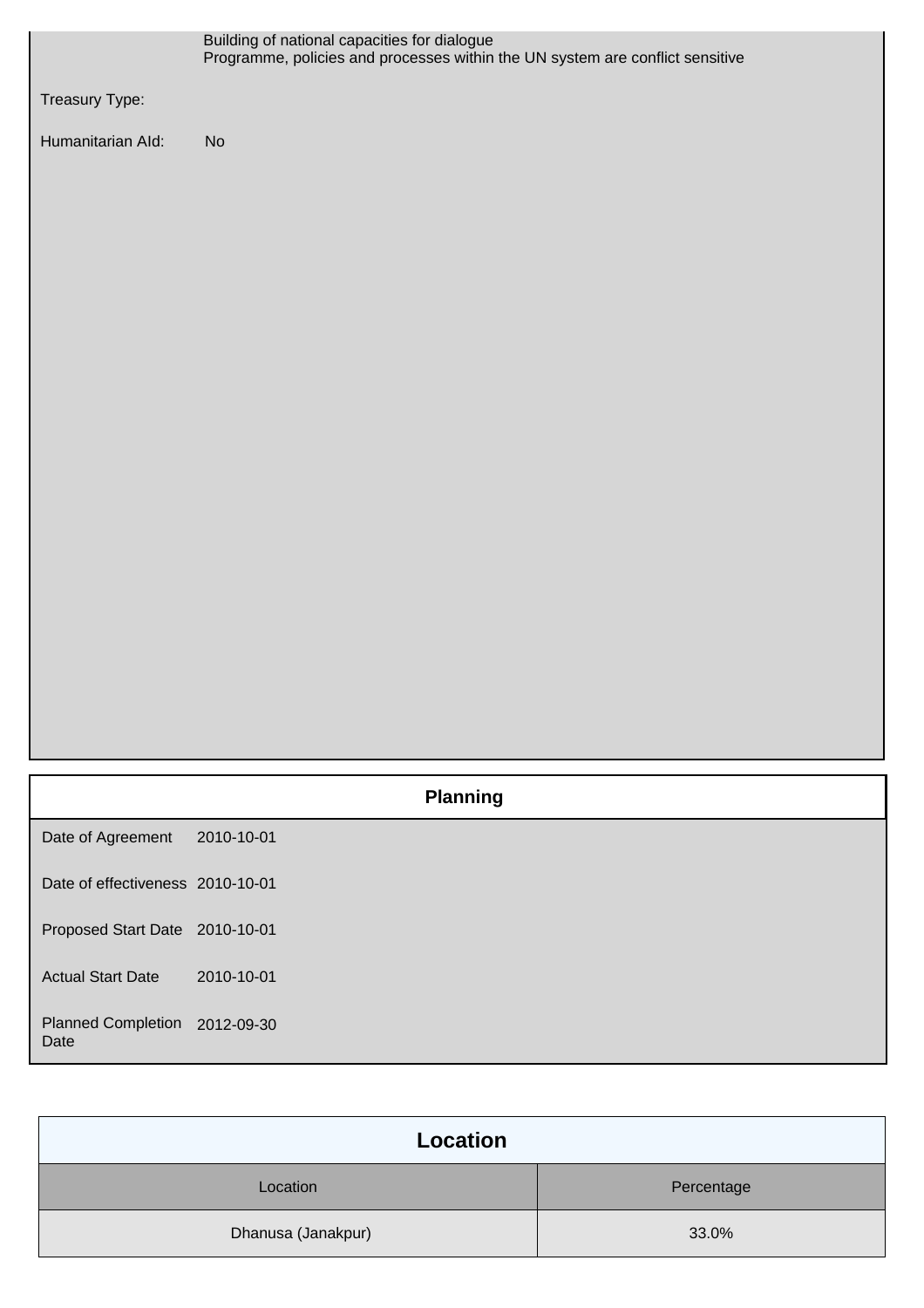Building of national capacities for dialogue
Programme, policies and processes within the UN system are conflict sensitive

Treasury Type:

Humanitarian AId: No

## Planning

| | |
|---|---|
| Date of Agreement | 2010-10-01 |
| Date of effectiveness | 2010-10-01 |
| Proposed Start Date | 2010-10-01 |
| Actual Start Date | 2010-10-01 |
| Planned Completion Date | 2012-09-30 |

## Location

| Location | Percentage |
|---|---|
| Dhanusa (Janakpur) | 33.0% |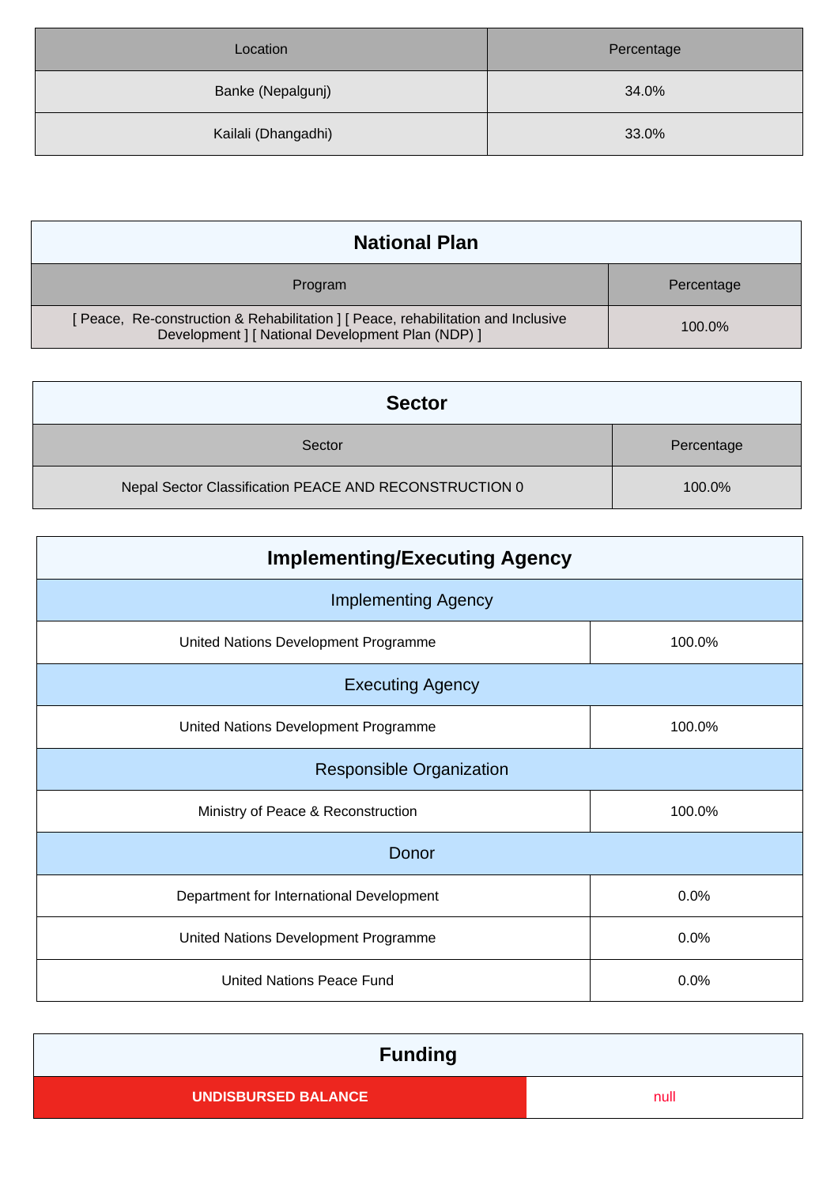| Location | Percentage |
| --- | --- |
| Banke (Nepalgunj) | 34.0% |
| Kailali (Dhangadhi) | 33.0% |

## National Plan

| Program | Percentage |
| --- | --- |
| [ Peace,  Re-construction & Rehabilitation ] [ Peace, rehabilitation and Inclusive Development ] [ National Development Plan (NDP) ] | 100.0% |

## Sector

| Sector | Percentage |
| --- | --- |
| Nepal Sector Classification PEACE AND RECONSTRUCTION 0 | 100.0% |

## Implementing/Executing Agency

| Implementing Agency | |
| --- | --- |
| United Nations Development Programme | 100.0% |
| **Executing Agency** | |
| United Nations Development Programme | 100.0% |
| **Responsible Organization** | |
| Ministry of Peace & Reconstruction | 100.0% |
| **Donor** | |
| Department for International Development | 0.0% |
| United Nations Development Programme | 0.0% |
| United Nations Peace Fund | 0.0% |

## Funding

| UNDISBURSED BALANCE | null |
| --- | --- |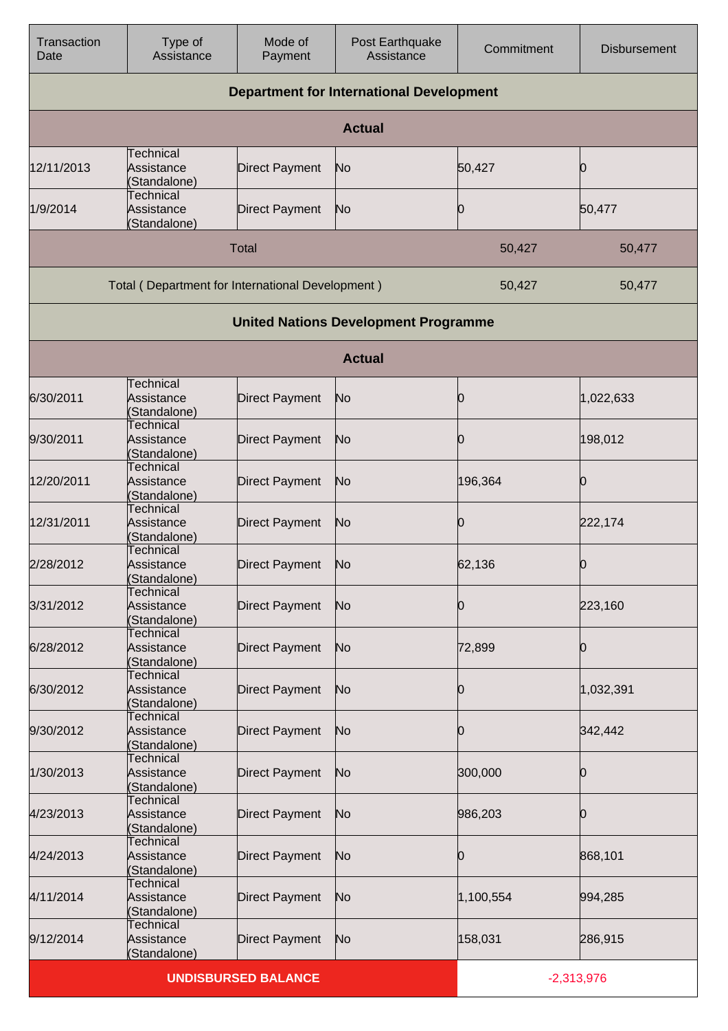| Transaction Date | Type of Assistance | Mode of Payment | Post Earthquake Assistance | Commitment | Disbursement |
|---|---|---|---|---|---|
| **Department for International Development** | | | | | |
| **Actual** | | | | | |
| 12/11/2013 | Technical Assistance (Standalone) | Direct Payment | No | 50,427 | 0 |
| 1/9/2014 | Technical Assistance (Standalone) | Direct Payment | No | 0 | 50,477 |
| Total | | | | 50,427 | 50,477 |
| Total ( Department for International Development ) | | | | 50,427 | 50,477 |
| **United Nations Development Programme** | | | | | |
| **Actual** | | | | | |
| 6/30/2011 | Technical Assistance (Standalone) | Direct Payment | No | 0 | 1,022,633 |
| 9/30/2011 | Technical Assistance (Standalone) | Direct Payment | No | 0 | 198,012 |
| 12/20/2011 | Technical Assistance (Standalone) | Direct Payment | No | 196,364 | 0 |
| 12/31/2011 | Technical Assistance (Standalone) | Direct Payment | No | 0 | 222,174 |
| 2/28/2012 | Technical Assistance (Standalone) | Direct Payment | No | 62,136 | 0 |
| 3/31/2012 | Technical Assistance (Standalone) | Direct Payment | No | 0 | 223,160 |
| 6/28/2012 | Technical Assistance (Standalone) | Direct Payment | No | 72,899 | 0 |
| 6/30/2012 | Technical Assistance (Standalone) | Direct Payment | No | 0 | 1,032,391 |
| 9/30/2012 | Technical Assistance (Standalone) | Direct Payment | No | 0 | 342,442 |
| 1/30/2013 | Technical Assistance (Standalone) | Direct Payment | No | 300,000 | 0 |
| 4/23/2013 | Technical Assistance (Standalone) | Direct Payment | No | 986,203 | 0 |
| 4/24/2013 | Technical Assistance (Standalone) | Direct Payment | No | 0 | 868,101 |
| 4/11/2014 | Technical Assistance (Standalone) | Direct Payment | No | 1,100,554 | 994,285 |
| 9/12/2014 | Technical Assistance (Standalone) | Direct Payment | No | 158,031 | 286,915 |
| **UNDISBURSED BALANCE** | | | | -2,313,976 | |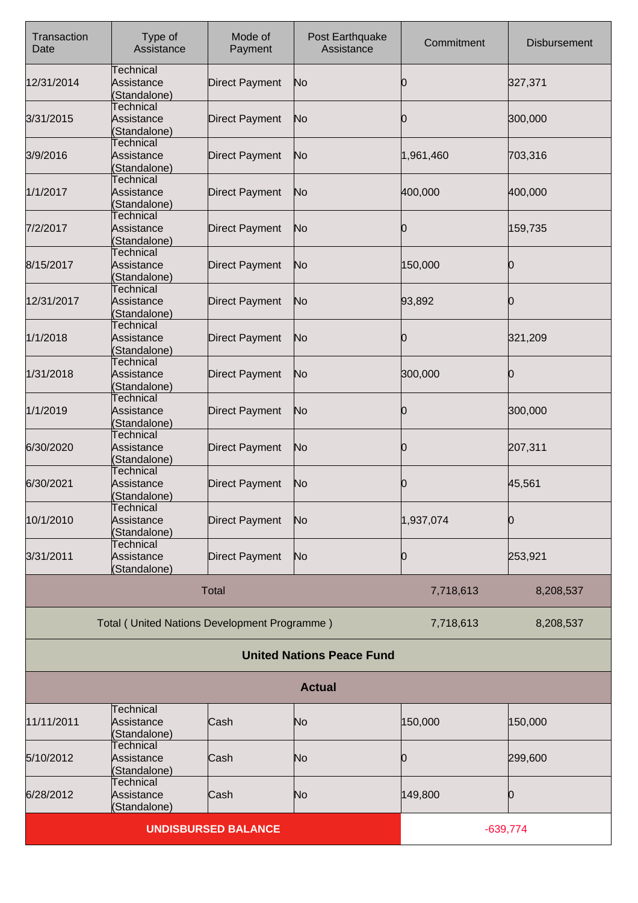| Transaction Date | Type of Assistance | Mode of Payment | Post Earthquake Assistance | Commitment | Disbursement |
|---|---|---|---|---|---|
| 12/31/2014 | Technical Assistance (Standalone) | Direct Payment | No | 0 | 327,371 |
| 3/31/2015 | Technical Assistance (Standalone) | Direct Payment | No | 0 | 300,000 |
| 3/9/2016 | Technical Assistance (Standalone) | Direct Payment | No | 1,961,460 | 703,316 |
| 1/1/2017 | Technical Assistance (Standalone) | Direct Payment | No | 400,000 | 400,000 |
| 7/2/2017 | Technical Assistance (Standalone) | Direct Payment | No | 0 | 159,735 |
| 8/15/2017 | Technical Assistance (Standalone) | Direct Payment | No | 150,000 | 0 |
| 12/31/2017 | Technical Assistance (Standalone) | Direct Payment | No | 93,892 | 0 |
| 1/1/2018 | Technical Assistance (Standalone) | Direct Payment | No | 0 | 321,209 |
| 1/31/2018 | Technical Assistance (Standalone) | Direct Payment | No | 300,000 | 0 |
| 1/1/2019 | Technical Assistance (Standalone) | Direct Payment | No | 0 | 300,000 |
| 6/30/2020 | Technical Assistance (Standalone) | Direct Payment | No | 0 | 207,311 |
| 6/30/2021 | Technical Assistance (Standalone) | Direct Payment | No | 0 | 45,561 |
| 10/1/2010 | Technical Assistance (Standalone) | Direct Payment | No | 1,937,074 | 0 |
| 3/31/2011 | Technical Assistance (Standalone) | Direct Payment | No | 0 | 253,921 |
| Total | | | | 7,718,613 | 8,208,537 |
| Total ( United Nations Development Programme ) | | | | 7,718,613 | 8,208,537 |
| **United Nations Peace Fund** | | | | | |
| **Actual** | | | | | |
| 11/11/2011 | Technical Assistance (Standalone) | Cash | No | 150,000 | 150,000 |
| 5/10/2012 | Technical Assistance (Standalone) | Cash | No | 0 | 299,600 |
| 6/28/2012 | Technical Assistance (Standalone) | Cash | No | 149,800 | 0 |
| **UNDISBURSED BALANCE** | | | | -639,774 | |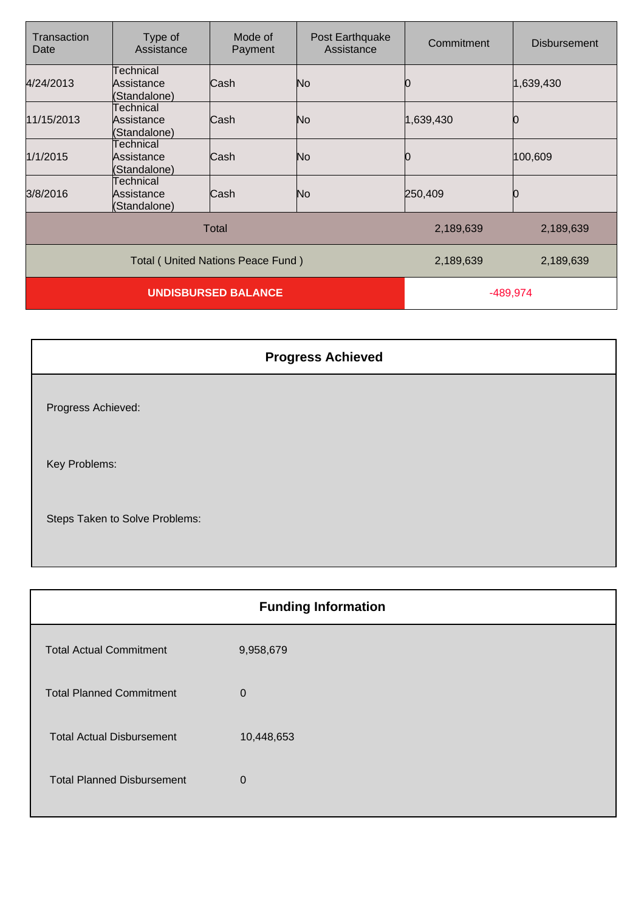| Transaction Date | Type of Assistance | Mode of Payment | Post Earthquake Assistance | Commitment | Disbursement |
|---|---|---|---|---|---|
| 4/24/2013 | Technical Assistance (Standalone) | Cash | No | 0 | 1,639,430 |
| 11/15/2013 | Technical Assistance (Standalone) | Cash | No | 1,639,430 | 0 |
| 1/1/2015 | Technical Assistance (Standalone) | Cash | No | 0 | 100,609 |
| 3/8/2016 | Technical Assistance (Standalone) | Cash | No | 250,409 | 0 |
| Total | | | | 2,189,639 | 2,189,639 |
| Total ( United Nations Peace Fund ) | | | | 2,189,639 | 2,189,639 |
| **UNDISBURSED BALANCE** | | | | -489,974 | |

## Progress Achieved

Progress Achieved:

Key Problems:

Steps Taken to Solve Problems:

## Funding Information

| | |
|---|---|
| Total Actual Commitment | 9,958,679 |
| Total Planned Commitment | 0 |
| Total Actual Disbursement | 10,448,653 |
| Total Planned Disbursement | 0 |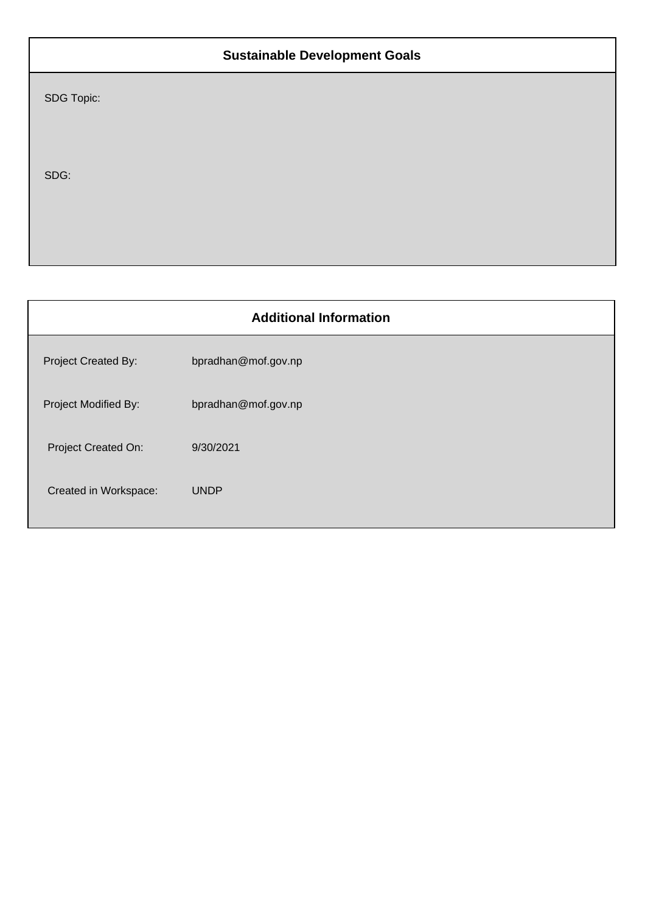## Sustainable Development Goals

SDG Topic:

SDG:

## Additional Information

| | |
|---|---|
| Project Created By: | bpradhan@mof.gov.np |
| Project Modified By: | bpradhan@mof.gov.np |
| Project Created On: | 9/30/2021 |
| Created in Workspace: | UNDP |